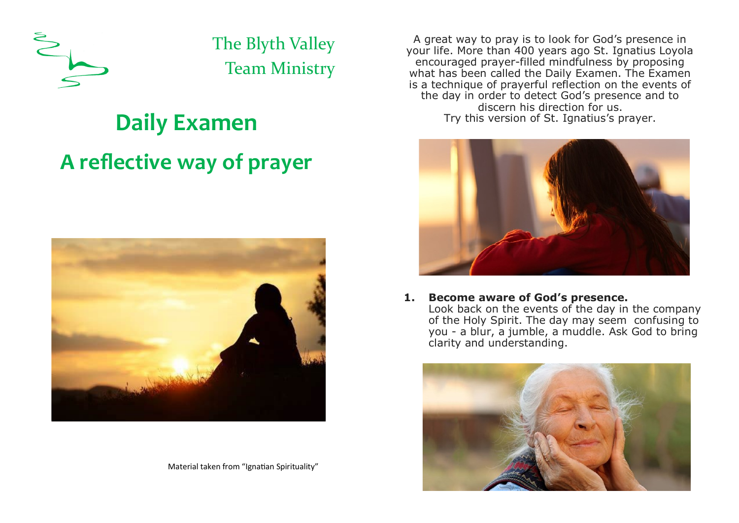The Blyth Valley
Team Ministry

# Daily Examen

# A reflective way of prayer

Material taken from "Ignatian Spirituality"

A great way to pray is to look for God's presence in your life. More than 400 years ago St. Ignatius Loyola encouraged prayer-filled mindfulness by proposing what has been called the Daily Examen. The Examen is a technique of prayerful reflection on the events of the day in order to detect God's presence and to discern his direction for us.
Try this version of St. Ignatius's prayer.

1. **Become aware of God's presence.**
   Look back on the events of the day in the company of the Holy Spirit. The day may seem confusing to you - a blur, a jumble, a muddle. Ask God to bring clarity and understanding.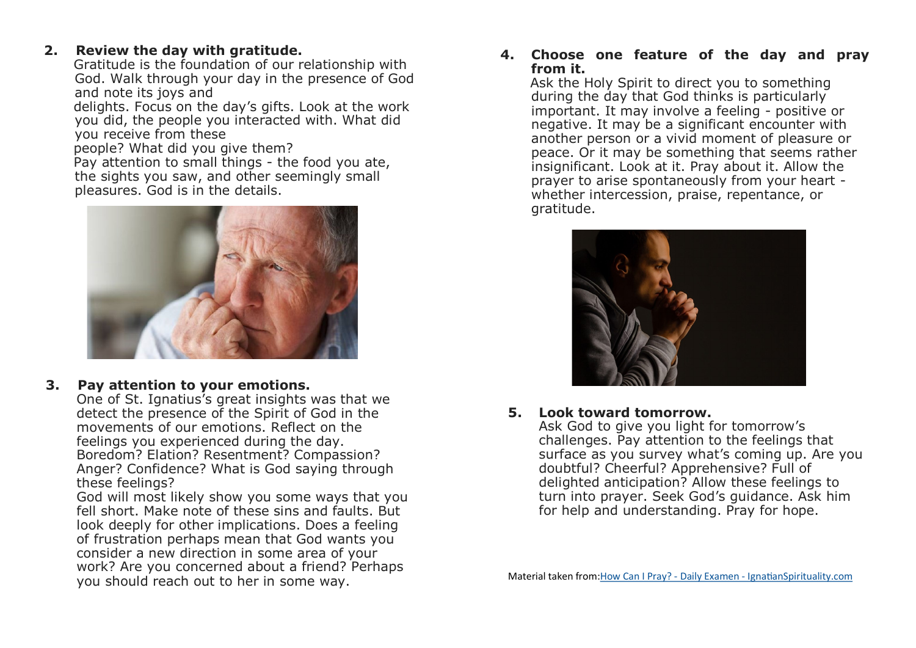2. **Review the day with gratitude.**
   Gratitude is the foundation of our relationship with God. Walk through your day in the presence of God and note its joys and delights. Focus on the day's gifts. Look at the work you did, the people you interacted with. What did you receive from these people? What did you give them?
   Pay attention to small things - the food you ate, the sights you saw, and other seemingly small pleasures. God is in the details.

3. **Pay attention to your emotions.**
   One of St. Ignatius's great insights was that we detect the presence of the Spirit of God in the movements of our emotions. Reflect on the feelings you experienced during the day. Boredom? Elation? Resentment? Compassion? Anger? Confidence? What is God saying through these feelings?
   God will most likely show you some ways that you fell short. Make note of these sins and faults. But look deeply for other implications. Does a feeling of frustration perhaps mean that God wants you consider a new direction in some area of your work? Are you concerned about a friend? Perhaps you should reach out to her in some way.

4. **Choose one feature of the day and pray from it.**
   Ask the Holy Spirit to direct you to something during the day that God thinks is particularly important. It may involve a feeling - positive or negative. It may be a significant encounter with another person or a vivid moment of pleasure or peace. Or it may be something that seems rather insignificant. Look at it. Pray about it. Allow the prayer to arise spontaneously from your heart - whether intercession, praise, repentance, or gratitude.

5. **Look toward tomorrow.**
   Ask God to give you light for tomorrow's challenges. Pay attention to the feelings that surface as you survey what's coming up. Are you doubtful? Cheerful? Apprehensive? Full of delighted anticipation? Allow these feelings to turn into prayer. Seek God's guidance. Ask him for help and understanding. Pray for hope.

Material taken from:How Can I Pray? - Daily Examen - IgnatianSpirituality.com